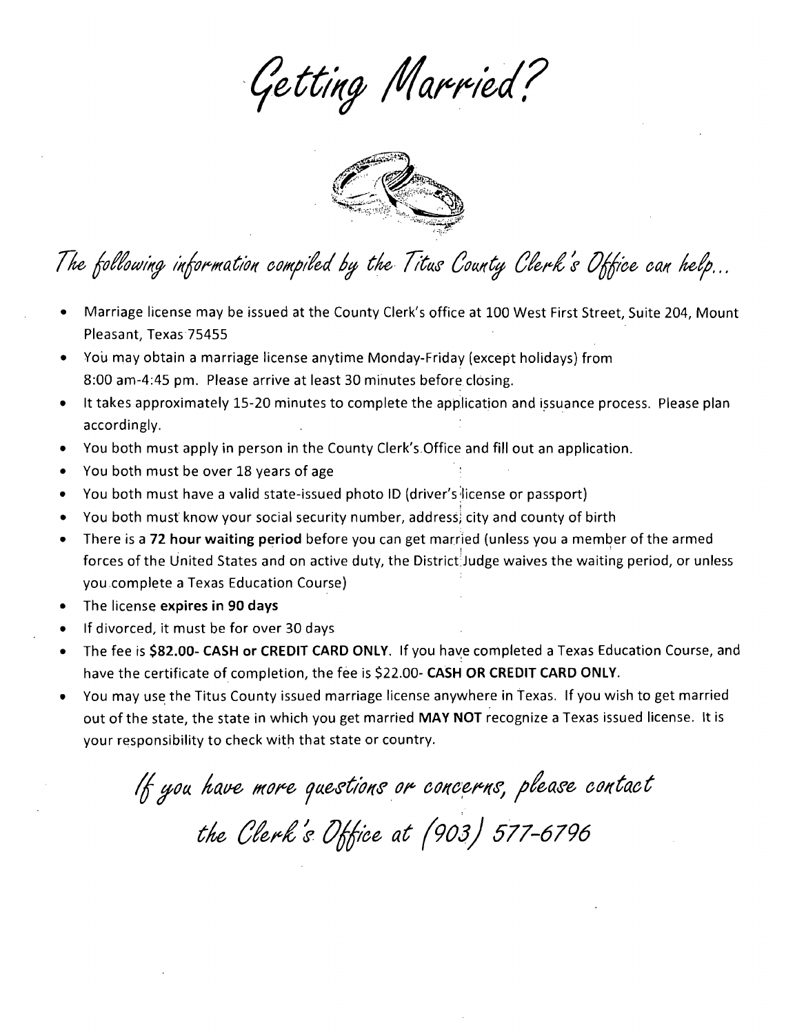# Getting Married?

*The following information compiled by the Titus County Clerk's Office can help...*

- Marriage license may be issued at the County Clerk's office at 100 West First Street, Suite 204, Mount Pleasant, Texas 75455
- You may obtain a marriage license anytime Monday-Friday (except holidays) from 8:00 am-4:45 pm. Please arrive at least 30 minutes before closing.
- It takes approximately 15-20 minutes to complete the application and issuance process. Please plan accordingly.
- You both must apply in person in the County Clerk's Office and fill out an application.
- You both must be over 18 years of age
- You both must have a valid state-issued photo ID (driver's license or passport)
- You both must know your social security number, address, city and county of birth
- There is a **72 hour waiting period** before you can get married (unless you a member of the armed forces of the United States and on active duty, the District Judge waives the waiting period, or unless you complete a Texas Education Course)
- The license **expires in 90 days**
- If divorced, it must be for over 30 days
- The fee is **$82.00- CASH or CREDIT CARD ONLY**. If you have completed a Texas Education Course, and have the certificate of completion, the fee is $22.00- **CASH OR CREDIT CARD ONLY**.
- You may use the Titus County issued marriage license anywhere in Texas. If you wish to get married out of the state, the state in which you get married **MAY NOT** recognize a Texas issued license. It is your responsibility to check with that state or country.

*If you have more questions or concerns, please contact the Clerk's Office at (903) 577-6796*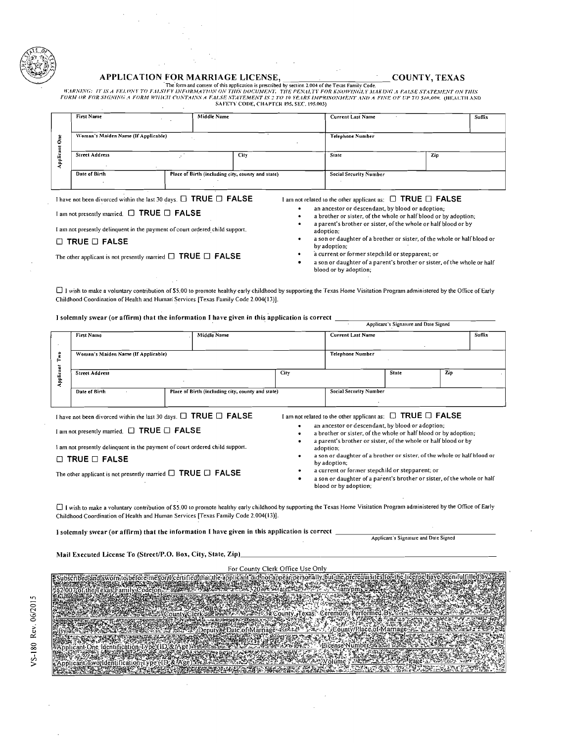# APPLICATION FOR MARRIAGE LICENSE, ____________________ COUNTY, TEXAS

The form and content of this application is prescribed by section 2.004 of the Texas Family Code.

*WARNING: IT IS A FELONY TO FALSIFY INFORMATION ON THIS DOCUMENT. THE PENALTY FOR KNOWINGLY MAKING A FALSE STATEMENT ON THIS FORM OR FOR SIGNING A FORM WHICH CONTAINS A FALSE STATEMENT IS 2 TO 10 YEARS IMPRISONMENT AND A FINE OF UP TO $10,000.* (HEALTH AND SAFETY CODE, CHAPTER 195, SEC. 195.003)

## Applicant One

| | | | | | |
|---|---|---|---|---|---|
| First Name | | Middle Name | Current Last Name | | Suffix |
| Woman's Maiden Name (If Applicable) | | | Telephone Number | | |
| Street Address | | City | State | Zip | |
| Date of Birth | Place of Birth (including city, county and state) | | Social Security Number | | |

I have not been divorced within the last 30 days. ☐ TRUE ☐ FALSE

I am not presently married. ☐ TRUE ☐ FALSE

I am not presently delinquent in the payment of court ordered child support.

☐ TRUE ☐ FALSE

The other applicant is not presently married ☐ TRUE ☐ FALSE

I am not related to the other applicant as: ☐ TRUE ☐ FALSE

- an ancestor or descendant, by blood or adoption;
- a brother or sister, of the whole or half blood or by adoption;
- a parent's brother or sister, of the whole or half blood or by adoption;
- a son or daughter of a brother or sister, of the whole or half blood or by adoption;
- a current or former stepchild or stepparent; or
- a son or daughter of a parent's brother or sister, of the whole or half blood or by adoption;

☐ I wish to make a voluntary contribution of $5.00 to promote healthy early childhood by supporting the Texas Home Visitation Program administered by the Office of Early Childhood Coordination of Health and Human Services [Texas Family Code 2.004(13)].

**I solemnly swear (or affirm) that the information I have given in this application is correct** ____________________

Applicant's Signature and Date Signed

## Applicant Two

| | | | | | |
|---|---|---|---|---|---|
| First Name | | Middle Name | Current Last Name | | Suffix |
| Woman's Maiden Name (If Applicable) | | | Telephone Number | | |
| Street Address | | City | | State | Zip |
| Date of Birth | Place of Birth (including city, county and state) | | Social Security Number | | |

I have not been divorced within the last 30 days. ☐ TRUE ☐ FALSE

I am not presently married. ☐ TRUE ☐ FALSE

I am not presently delinquent in the payment of court ordered child support.

☐ TRUE ☐ FALSE

The other applicant is not presently married ☐ TRUE ☐ FALSE

I am not related to the other applicant as: ☐ TRUE ☐ FALSE

- an ancestor or descendant, by blood or adoption;
- a brother or sister, of the whole or half blood or by adoption;
- a parent's brother or sister, of the whole or half blood or by adoption;
- a son or daughter of a brother or sister, of the whole or half blood or by adoption;
- a current or former stepchild or stepparent; or
- a son or daughter of a parent's brother or sister, of the whole or half blood or by adoption;

☐ I wish to make a voluntary contribution of $5.00 to promote healthy early childhood by supporting the Texas Home Visitation Program administered by the Office of Early Childhood Coordination of Health and Human Services [Texas Family Code 2.004(13)].

**I solemnly swear (or affirm) that the information I have given in this application is correct** ____________________

Applicant's Signature and Date Signed

**Mail Executed License To (Street/P.O. Box, City, State, Zip)** ____________________

## For County Clerk Office Use Only

Subscribed and sworn to before me or I certified that the applicant did not appear personally but the prerequisites for the license have been fulfilled by §2.007 of the Texas Family Code on ________ 20____ at ______ am/pm

________ County Clerk ________ County, Texas Ceremony Performed By ________

By ________ Deputy Date of Marriage ________ County/Place of Marriage ________

Applicant One Identification Type (ID & Age) ________ License Number ________

Applicant Two Identification Type (ID & Age) ________ Volume ________ Page ________

VS-180 Rev. 06/2015